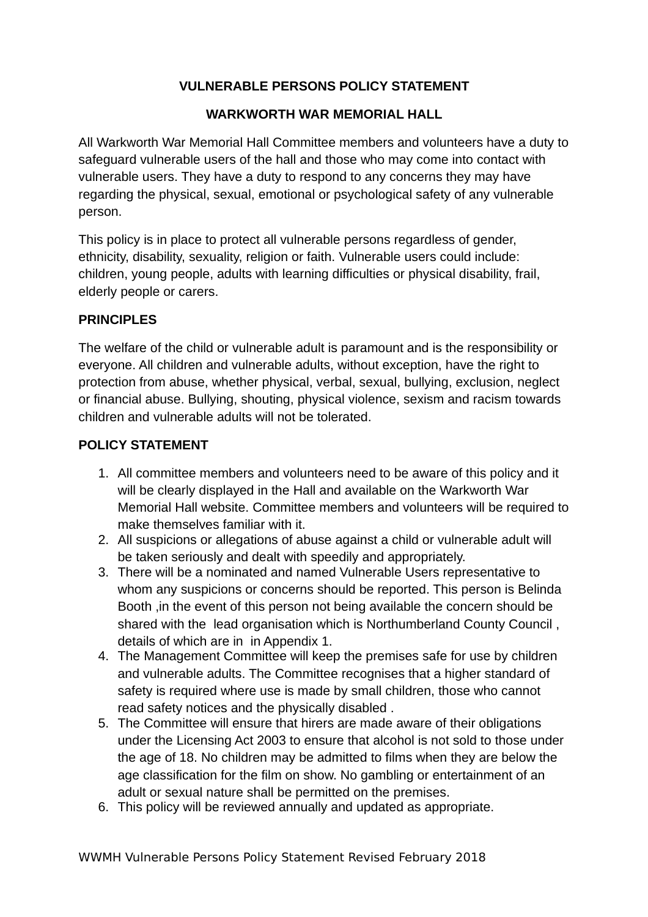# VULNERABLE PERSONS POLICY STATEMENT

## WARKWORTH WAR MEMORIAL HALL

All Warkworth War Memorial Hall Committee members and volunteers have a duty to safeguard vulnerable users of the hall and those who may come into contact with vulnerable users. They have a duty to respond to any concerns they may have regarding the physical, sexual, emotional or psychological safety of any vulnerable person.

This policy is in place to protect all vulnerable persons regardless of gender, ethnicity, disability, sexuality, religion or faith. Vulnerable users could include: children, young people, adults with learning difficulties or physical disability, frail, elderly people or carers.

**PRINCIPLES**

The welfare of the child or vulnerable adult is paramount and is the responsibility or everyone. All children and vulnerable adults, without exception, have the right to protection from abuse, whether physical, verbal, sexual, bullying, exclusion, neglect or financial abuse. Bullying, shouting, physical violence, sexism and racism towards children and vulnerable adults will not be tolerated.

**POLICY STATEMENT**

1. All committee members and volunteers need to be aware of this policy and it will be clearly displayed in the Hall and available on the Warkworth War Memorial Hall website. Committee members and volunteers will be required to make themselves familiar with it.
2. All suspicions or allegations of abuse against a child or vulnerable adult will be taken seriously and dealt with speedily and appropriately.
3. There will be a nominated and named Vulnerable Users representative to whom any suspicions or concerns should be reported. This person is Belinda Booth ,in the event of this person not being available the concern should be shared with the lead organisation which is Northumberland County Council , details of which are in in Appendix 1.
4. The Management Committee will keep the premises safe for use by children and vulnerable adults. The Committee recognises that a higher standard of safety is required where use is made by small children, those who cannot read safety notices and the physically disabled .
5. The Committee will ensure that hirers are made aware of their obligations under the Licensing Act 2003 to ensure that alcohol is not sold to those under the age of 18. No children may be admitted to films when they are below the age classification for the film on show. No gambling or entertainment of an adult or sexual nature shall be permitted on the premises.
6. This policy will be reviewed annually and updated as appropriate.

WWMH Vulnerable Persons Policy Statement Revised February 2018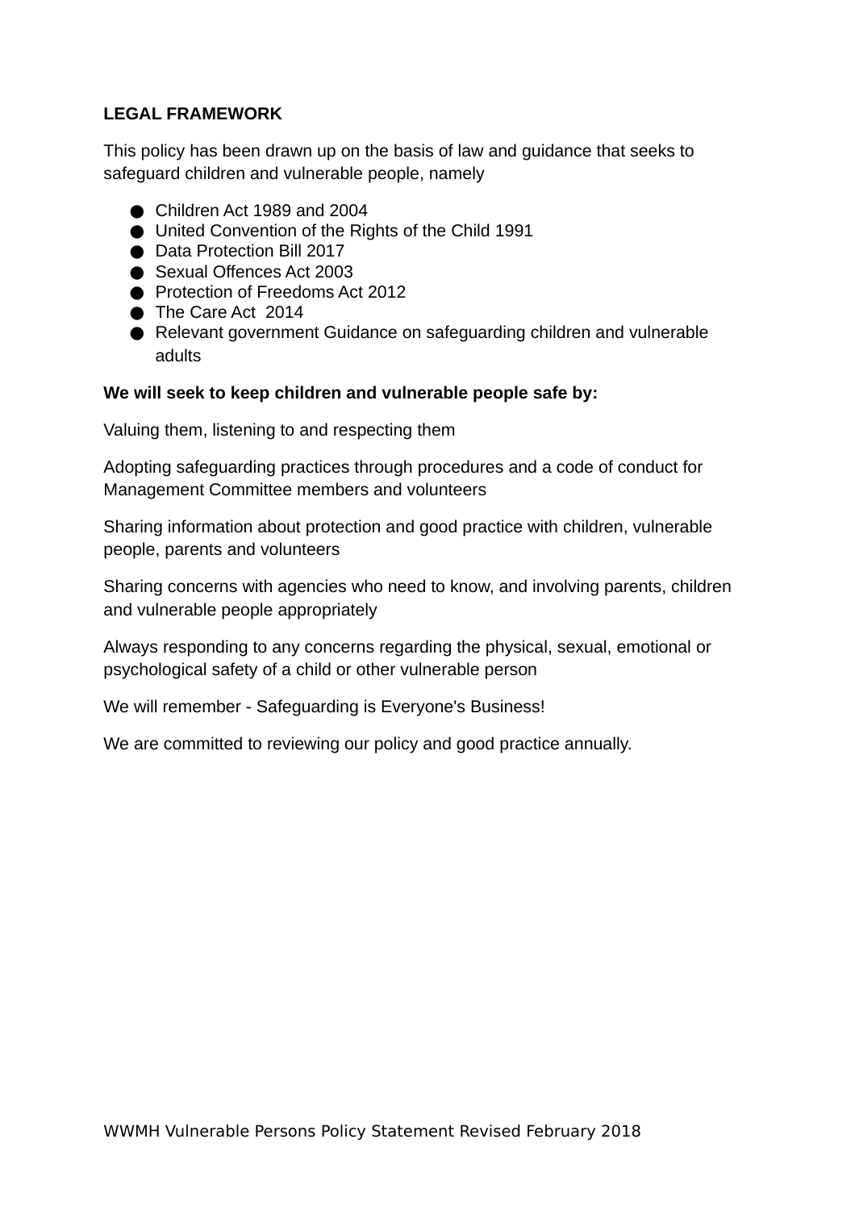**LEGAL FRAMEWORK**

This policy has been drawn up on the basis of law and guidance that seeks to safeguard children and vulnerable people, namely

- Children Act 1989 and 2004
- United Convention of the Rights of the Child 1991
- Data Protection Bill 2017
- Sexual Offences Act 2003
- Protection of Freedoms Act 2012
- The Care Act 2014
- Relevant government Guidance on safeguarding children and vulnerable adults

**We will seek to keep children and vulnerable people safe by:**

Valuing them, listening to and respecting them

Adopting safeguarding practices through procedures and a code of conduct for Management Committee members and volunteers

Sharing information about protection and good practice with children, vulnerable people, parents and volunteers

Sharing concerns with agencies who need to know, and involving parents, children and vulnerable people appropriately

Always responding to any concerns regarding the physical, sexual, emotional or psychological safety of a child or other vulnerable person

We will remember - Safeguarding is Everyone's Business!

We are committed to reviewing our policy and good practice annually.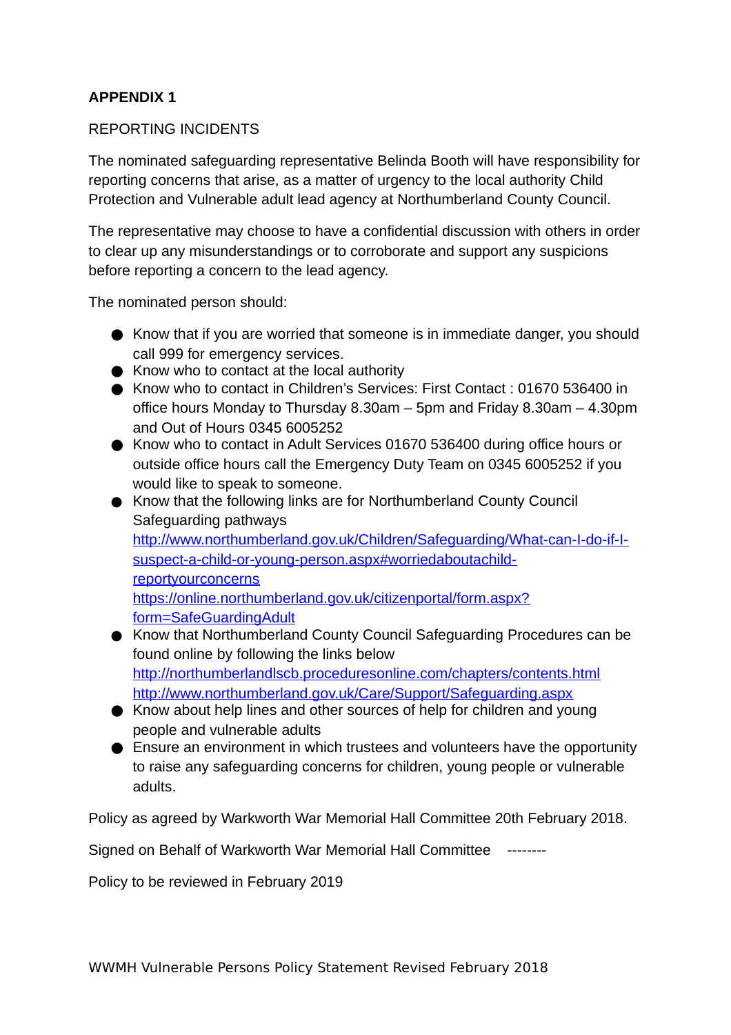**APPENDIX 1**

REPORTING INCIDENTS

The nominated safeguarding representative Belinda Booth will have responsibility for reporting concerns that arise, as a matter of urgency to the local authority Child Protection and Vulnerable adult lead agency at Northumberland County Council.

The representative may choose to have a confidential discussion with others in order to clear up any misunderstandings or to corroborate and support any suspicions before reporting a concern to the lead agency.

The nominated person should:

- Know that if you are worried that someone is in immediate danger, you should call 999 for emergency services.
- Know who to contact at the local authority
- Know who to contact in Children's Services: First Contact : 01670 536400 in office hours Monday to Thursday 8.30am – 5pm and Friday 8.30am – 4.30pm and Out of Hours 0345 6005252
- Know who to contact in Adult Services 01670 536400 during office hours or outside office hours call the Emergency Duty Team on 0345 6005252 if you would like to speak to someone.
- Know that the following links are for Northumberland County Council Safeguarding pathways
  http://www.northumberland.gov.uk/Children/Safeguarding/What-can-I-do-if-I-suspect-a-child-or-young-person.aspx#worriedaboutachild-reportyourconcerns
  https://online.northumberland.gov.uk/citizenportal/form.aspx?form=SafeGuardingAdult
- Know that Northumberland County Council Safeguarding Procedures can be found online by following the links below
  http://northumberlandlscb.proceduresonline.com/chapters/contents.html
  http://www.northumberland.gov.uk/Care/Support/Safeguarding.aspx
- Know about help lines and other sources of help for children and young people and vulnerable adults
- Ensure an environment in which trustees and volunteers have the opportunity to raise any safeguarding concerns for children, young people or vulnerable adults.

Policy as agreed by Warkworth War Memorial Hall Committee 20th February 2018.

Signed on Behalf of Warkworth War Memorial Hall Committee --------

Policy to be reviewed in February 2019